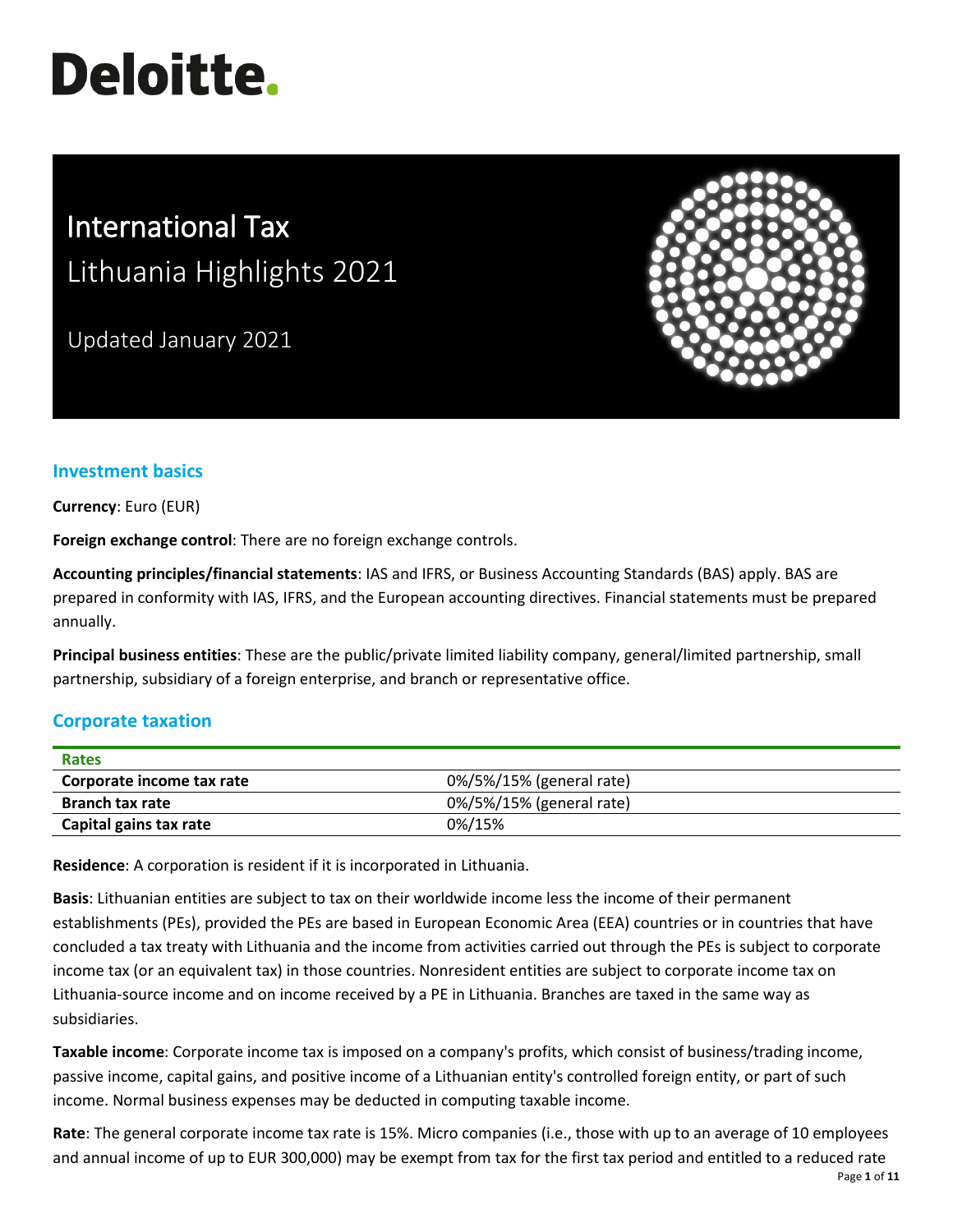# Deloitte.

# International Tax

## Lithuania Highlights 2021

Updated January 2021

## Investment basics

**Currency**: Euro (EUR)

**Foreign exchange control**: There are no foreign exchange controls.

**Accounting principles/financial statements**: IAS and IFRS, or Business Accounting Standards (BAS) apply. BAS are prepared in conformity with IAS, IFRS, and the European accounting directives. Financial statements must be prepared annually.

**Principal business entities**: These are the public/private limited liability company, general/limited partnership, small partnership, subsidiary of a foreign enterprise, and branch or representative office.

## Corporate taxation

| Rates | |
|---|---|
| **Corporate income tax rate** | 0%/5%/15% (general rate) |
| **Branch tax rate** | 0%/5%/15% (general rate) |
| **Capital gains tax rate** | 0%/15% |

**Residence**: A corporation is resident if it is incorporated in Lithuania.

**Basis**: Lithuanian entities are subject to tax on their worldwide income less the income of their permanent establishments (PEs), provided the PEs are based in European Economic Area (EEA) countries or in countries that have concluded a tax treaty with Lithuania and the income from activities carried out through the PEs is subject to corporate income tax (or an equivalent tax) in those countries. Nonresident entities are subject to corporate income tax on Lithuania-source income and on income received by a PE in Lithuania. Branches are taxed in the same way as subsidiaries.

**Taxable income**: Corporate income tax is imposed on a company's profits, which consist of business/trading income, passive income, capital gains, and positive income of a Lithuanian entity's controlled foreign entity, or part of such income. Normal business expenses may be deducted in computing taxable income.

**Rate**: The general corporate income tax rate is 15%. Micro companies (i.e., those with up to an average of 10 employees and annual income of up to EUR 300,000) may be exempt from tax for the first tax period and entitled to a reduced rate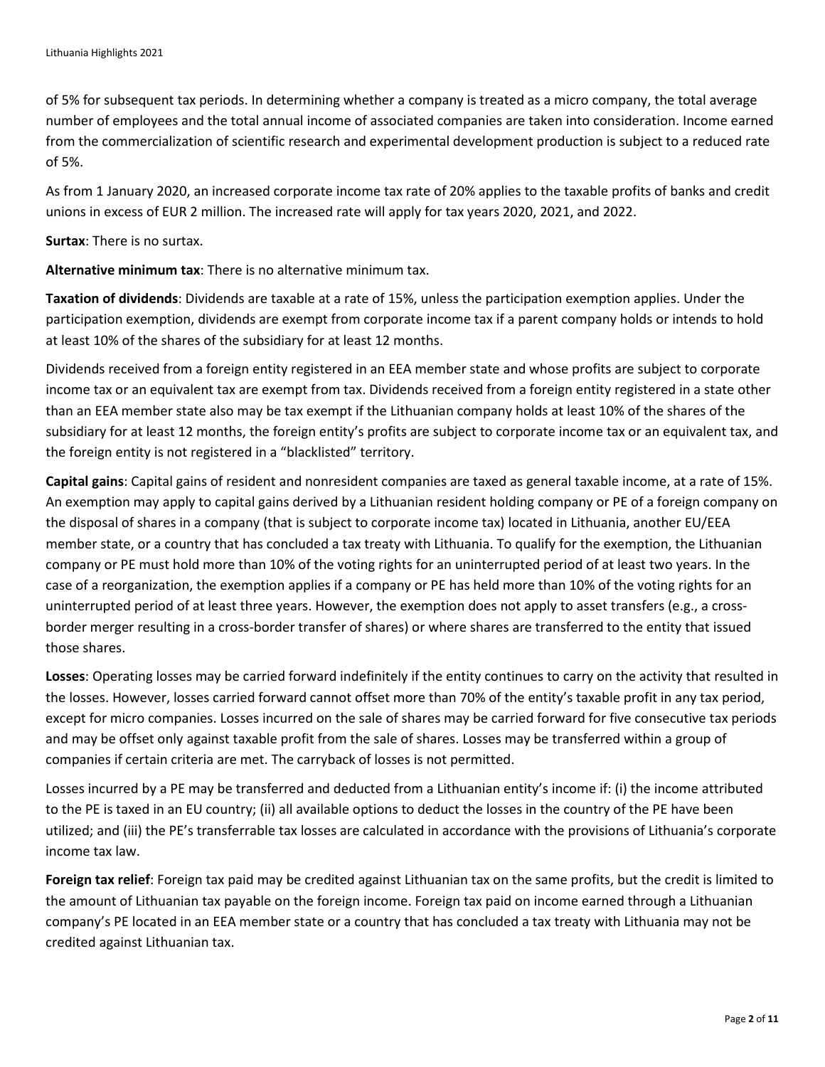of 5% for subsequent tax periods. In determining whether a company is treated as a micro company, the total average number of employees and the total annual income of associated companies are taken into consideration. Income earned from the commercialization of scientific research and experimental development production is subject to a reduced rate of 5%.

As from 1 January 2020, an increased corporate income tax rate of 20% applies to the taxable profits of banks and credit unions in excess of EUR 2 million. The increased rate will apply for tax years 2020, 2021, and 2022.

**Surtax**: There is no surtax.

**Alternative minimum tax**: There is no alternative minimum tax.

**Taxation of dividends**: Dividends are taxable at a rate of 15%, unless the participation exemption applies. Under the participation exemption, dividends are exempt from corporate income tax if a parent company holds or intends to hold at least 10% of the shares of the subsidiary for at least 12 months.

Dividends received from a foreign entity registered in an EEA member state and whose profits are subject to corporate income tax or an equivalent tax are exempt from tax. Dividends received from a foreign entity registered in a state other than an EEA member state also may be tax exempt if the Lithuanian company holds at least 10% of the shares of the subsidiary for at least 12 months, the foreign entity's profits are subject to corporate income tax or an equivalent tax, and the foreign entity is not registered in a "blacklisted" territory.

**Capital gains**: Capital gains of resident and nonresident companies are taxed as general taxable income, at a rate of 15%. An exemption may apply to capital gains derived by a Lithuanian resident holding company or PE of a foreign company on the disposal of shares in a company (that is subject to corporate income tax) located in Lithuania, another EU/EEA member state, or a country that has concluded a tax treaty with Lithuania. To qualify for the exemption, the Lithuanian company or PE must hold more than 10% of the voting rights for an uninterrupted period of at least two years. In the case of a reorganization, the exemption applies if a company or PE has held more than 10% of the voting rights for an uninterrupted period of at least three years. However, the exemption does not apply to asset transfers (e.g., a cross-border merger resulting in a cross-border transfer of shares) or where shares are transferred to the entity that issued those shares.

**Losses**: Operating losses may be carried forward indefinitely if the entity continues to carry on the activity that resulted in the losses. However, losses carried forward cannot offset more than 70% of the entity's taxable profit in any tax period, except for micro companies. Losses incurred on the sale of shares may be carried forward for five consecutive tax periods and may be offset only against taxable profit from the sale of shares. Losses may be transferred within a group of companies if certain criteria are met. The carryback of losses is not permitted.

Losses incurred by a PE may be transferred and deducted from a Lithuanian entity's income if: (i) the income attributed to the PE is taxed in an EU country; (ii) all available options to deduct the losses in the country of the PE have been utilized; and (iii) the PE's transferrable tax losses are calculated in accordance with the provisions of Lithuania's corporate income tax law.

**Foreign tax relief**: Foreign tax paid may be credited against Lithuanian tax on the same profits, but the credit is limited to the amount of Lithuanian tax payable on the foreign income. Foreign tax paid on income earned through a Lithuanian company's PE located in an EEA member state or a country that has concluded a tax treaty with Lithuania may not be credited against Lithuanian tax.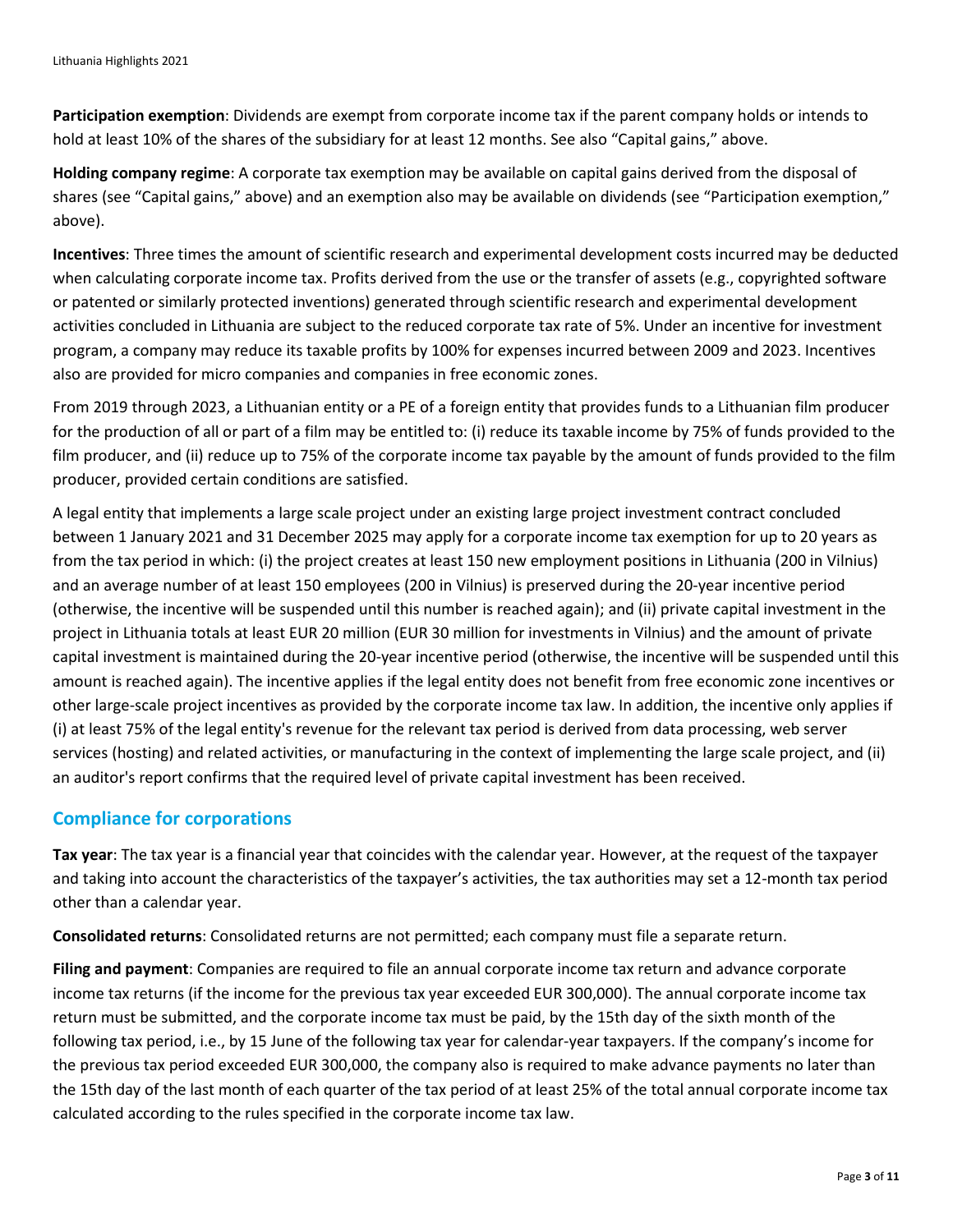**Participation exemption**: Dividends are exempt from corporate income tax if the parent company holds or intends to hold at least 10% of the shares of the subsidiary for at least 12 months. See also "Capital gains," above.

**Holding company regime**: A corporate tax exemption may be available on capital gains derived from the disposal of shares (see "Capital gains," above) and an exemption also may be available on dividends (see "Participation exemption," above).

**Incentives**: Three times the amount of scientific research and experimental development costs incurred may be deducted when calculating corporate income tax. Profits derived from the use or the transfer of assets (e.g., copyrighted software or patented or similarly protected inventions) generated through scientific research and experimental development activities concluded in Lithuania are subject to the reduced corporate tax rate of 5%. Under an incentive for investment program, a company may reduce its taxable profits by 100% for expenses incurred between 2009 and 2023. Incentives also are provided for micro companies and companies in free economic zones.

From 2019 through 2023, a Lithuanian entity or a PE of a foreign entity that provides funds to a Lithuanian film producer for the production of all or part of a film may be entitled to: (i) reduce its taxable income by 75% of funds provided to the film producer, and (ii) reduce up to 75% of the corporate income tax payable by the amount of funds provided to the film producer, provided certain conditions are satisfied.

A legal entity that implements a large scale project under an existing large project investment contract concluded between 1 January 2021 and 31 December 2025 may apply for a corporate income tax exemption for up to 20 years as from the tax period in which: (i) the project creates at least 150 new employment positions in Lithuania (200 in Vilnius) and an average number of at least 150 employees (200 in Vilnius) is preserved during the 20-year incentive period (otherwise, the incentive will be suspended until this number is reached again); and (ii) private capital investment in the project in Lithuania totals at least EUR 20 million (EUR 30 million for investments in Vilnius) and the amount of private capital investment is maintained during the 20-year incentive period (otherwise, the incentive will be suspended until this amount is reached again). The incentive applies if the legal entity does not benefit from free economic zone incentives or other large-scale project incentives as provided by the corporate income tax law. In addition, the incentive only applies if (i) at least 75% of the legal entity's revenue for the relevant tax period is derived from data processing, web server services (hosting) and related activities, or manufacturing in the context of implementing the large scale project, and (ii) an auditor's report confirms that the required level of private capital investment has been received.

## Compliance for corporations

**Tax year**: The tax year is a financial year that coincides with the calendar year. However, at the request of the taxpayer and taking into account the characteristics of the taxpayer's activities, the tax authorities may set a 12-month tax period other than a calendar year.

**Consolidated returns**: Consolidated returns are not permitted; each company must file a separate return.

**Filing and payment**: Companies are required to file an annual corporate income tax return and advance corporate income tax returns (if the income for the previous tax year exceeded EUR 300,000). The annual corporate income tax return must be submitted, and the corporate income tax must be paid, by the 15th day of the sixth month of the following tax period, i.e., by 15 June of the following tax year for calendar-year taxpayers. If the company's income for the previous tax period exceeded EUR 300,000, the company also is required to make advance payments no later than the 15th day of the last month of each quarter of the tax period of at least 25% of the total annual corporate income tax calculated according to the rules specified in the corporate income tax law.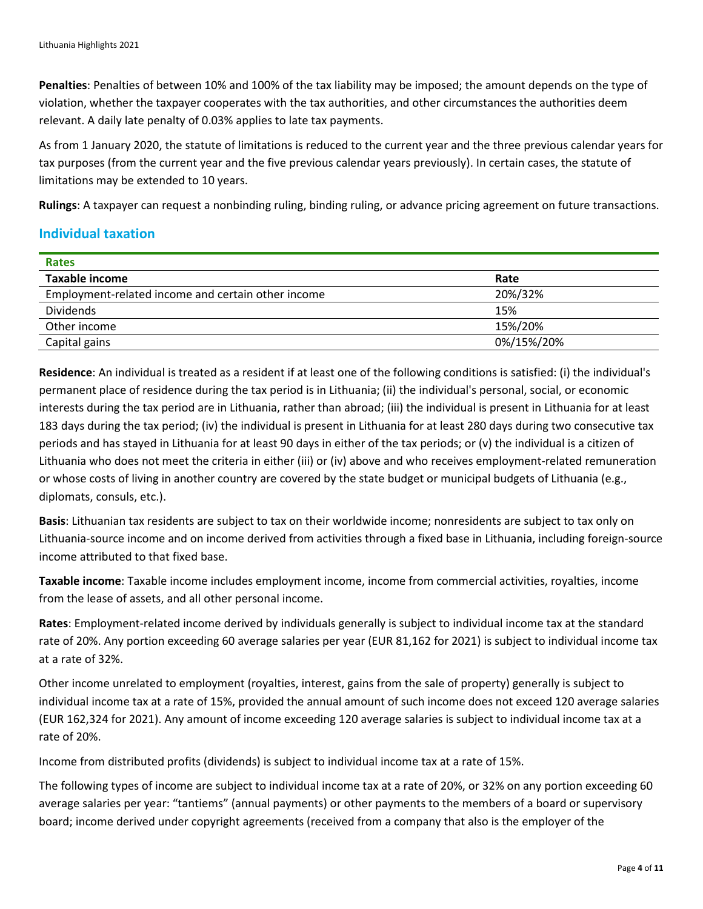**Penalties**: Penalties of between 10% and 100% of the tax liability may be imposed; the amount depends on the type of violation, whether the taxpayer cooperates with the tax authorities, and other circumstances the authorities deem relevant. A daily late penalty of 0.03% applies to late tax payments.

As from 1 January 2020, the statute of limitations is reduced to the current year and the three previous calendar years for tax purposes (from the current year and the five previous calendar years previously). In certain cases, the statute of limitations may be extended to 10 years.

**Rulings**: A taxpayer can request a nonbinding ruling, binding ruling, or advance pricing agreement on future transactions.

## Individual taxation

**Rates**

| Taxable income | Rate |
|---|---|
| Employment-related income and certain other income | 20%/32% |
| Dividends | 15% |
| Other income | 15%/20% |
| Capital gains | 0%/15%/20% |

**Residence**: An individual is treated as a resident if at least one of the following conditions is satisfied: (i) the individual's permanent place of residence during the tax period is in Lithuania; (ii) the individual's personal, social, or economic interests during the tax period are in Lithuania, rather than abroad; (iii) the individual is present in Lithuania for at least 183 days during the tax period; (iv) the individual is present in Lithuania for at least 280 days during two consecutive tax periods and has stayed in Lithuania for at least 90 days in either of the tax periods; or (v) the individual is a citizen of Lithuania who does not meet the criteria in either (iii) or (iv) above and who receives employment-related remuneration or whose costs of living in another country are covered by the state budget or municipal budgets of Lithuania (e.g., diplomats, consuls, etc.).

**Basis**: Lithuanian tax residents are subject to tax on their worldwide income; nonresidents are subject to tax only on Lithuania-source income and on income derived from activities through a fixed base in Lithuania, including foreign-source income attributed to that fixed base.

**Taxable income**: Taxable income includes employment income, income from commercial activities, royalties, income from the lease of assets, and all other personal income.

**Rates**: Employment-related income derived by individuals generally is subject to individual income tax at the standard rate of 20%. Any portion exceeding 60 average salaries per year (EUR 81,162 for 2021) is subject to individual income tax at a rate of 32%.

Other income unrelated to employment (royalties, interest, gains from the sale of property) generally is subject to individual income tax at a rate of 15%, provided the annual amount of such income does not exceed 120 average salaries (EUR 162,324 for 2021). Any amount of income exceeding 120 average salaries is subject to individual income tax at a rate of 20%.

Income from distributed profits (dividends) is subject to individual income tax at a rate of 15%.

The following types of income are subject to individual income tax at a rate of 20%, or 32% on any portion exceeding 60 average salaries per year: "tantiems" (annual payments) or other payments to the members of a board or supervisory board; income derived under copyright agreements (received from a company that also is the employer of the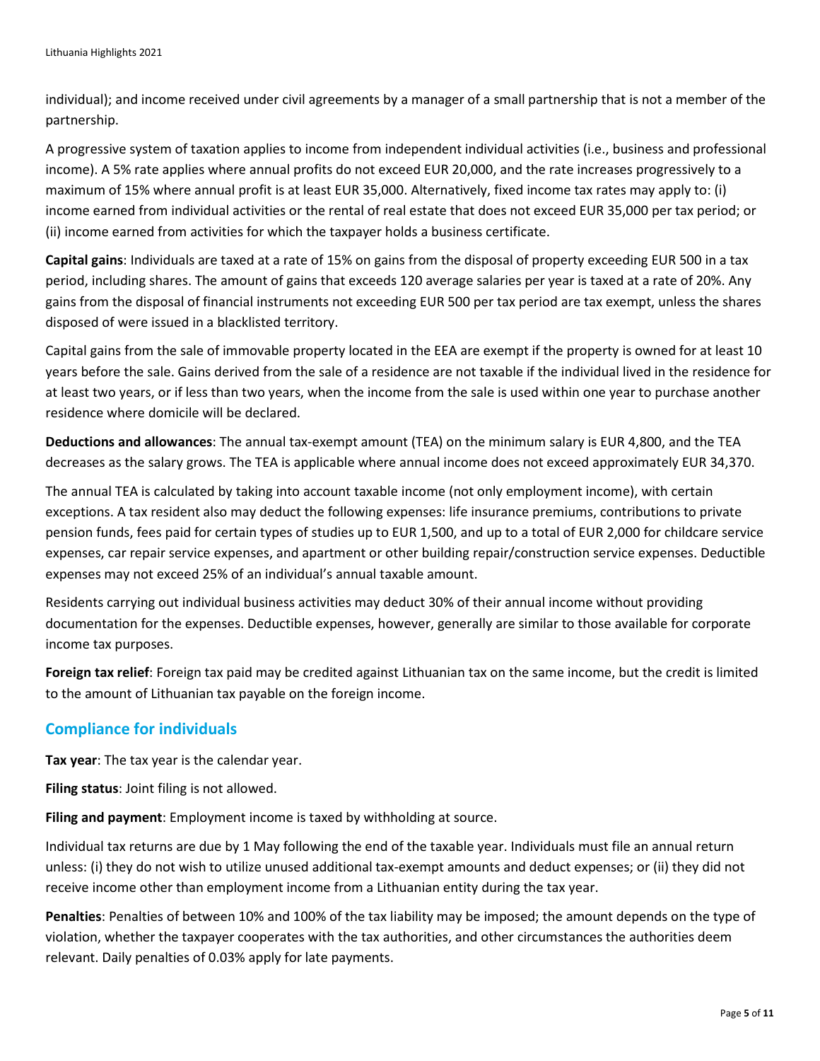individual); and income received under civil agreements by a manager of a small partnership that is not a member of the partnership.

A progressive system of taxation applies to income from independent individual activities (i.e., business and professional income). A 5% rate applies where annual profits do not exceed EUR 20,000, and the rate increases progressively to a maximum of 15% where annual profit is at least EUR 35,000. Alternatively, fixed income tax rates may apply to: (i) income earned from individual activities or the rental of real estate that does not exceed EUR 35,000 per tax period; or (ii) income earned from activities for which the taxpayer holds a business certificate.

**Capital gains**: Individuals are taxed at a rate of 15% on gains from the disposal of property exceeding EUR 500 in a tax period, including shares. The amount of gains that exceeds 120 average salaries per year is taxed at a rate of 20%. Any gains from the disposal of financial instruments not exceeding EUR 500 per tax period are tax exempt, unless the shares disposed of were issued in a blacklisted territory.

Capital gains from the sale of immovable property located in the EEA are exempt if the property is owned for at least 10 years before the sale. Gains derived from the sale of a residence are not taxable if the individual lived in the residence for at least two years, or if less than two years, when the income from the sale is used within one year to purchase another residence where domicile will be declared.

**Deductions and allowances**: The annual tax-exempt amount (TEA) on the minimum salary is EUR 4,800, and the TEA decreases as the salary grows. The TEA is applicable where annual income does not exceed approximately EUR 34,370.

The annual TEA is calculated by taking into account taxable income (not only employment income), with certain exceptions. A tax resident also may deduct the following expenses: life insurance premiums, contributions to private pension funds, fees paid for certain types of studies up to EUR 1,500, and up to a total of EUR 2,000 for childcare service expenses, car repair service expenses, and apartment or other building repair/construction service expenses. Deductible expenses may not exceed 25% of an individual's annual taxable amount.

Residents carrying out individual business activities may deduct 30% of their annual income without providing documentation for the expenses. Deductible expenses, however, generally are similar to those available for corporate income tax purposes.

**Foreign tax relief**: Foreign tax paid may be credited against Lithuanian tax on the same income, but the credit is limited to the amount of Lithuanian tax payable on the foreign income.

## Compliance for individuals

**Tax year**: The tax year is the calendar year.

**Filing status**: Joint filing is not allowed.

**Filing and payment**: Employment income is taxed by withholding at source.

Individual tax returns are due by 1 May following the end of the taxable year. Individuals must file an annual return unless: (i) they do not wish to utilize unused additional tax-exempt amounts and deduct expenses; or (ii) they did not receive income other than employment income from a Lithuanian entity during the tax year.

**Penalties**: Penalties of between 10% and 100% of the tax liability may be imposed; the amount depends on the type of violation, whether the taxpayer cooperates with the tax authorities, and other circumstances the authorities deem relevant. Daily penalties of 0.03% apply for late payments.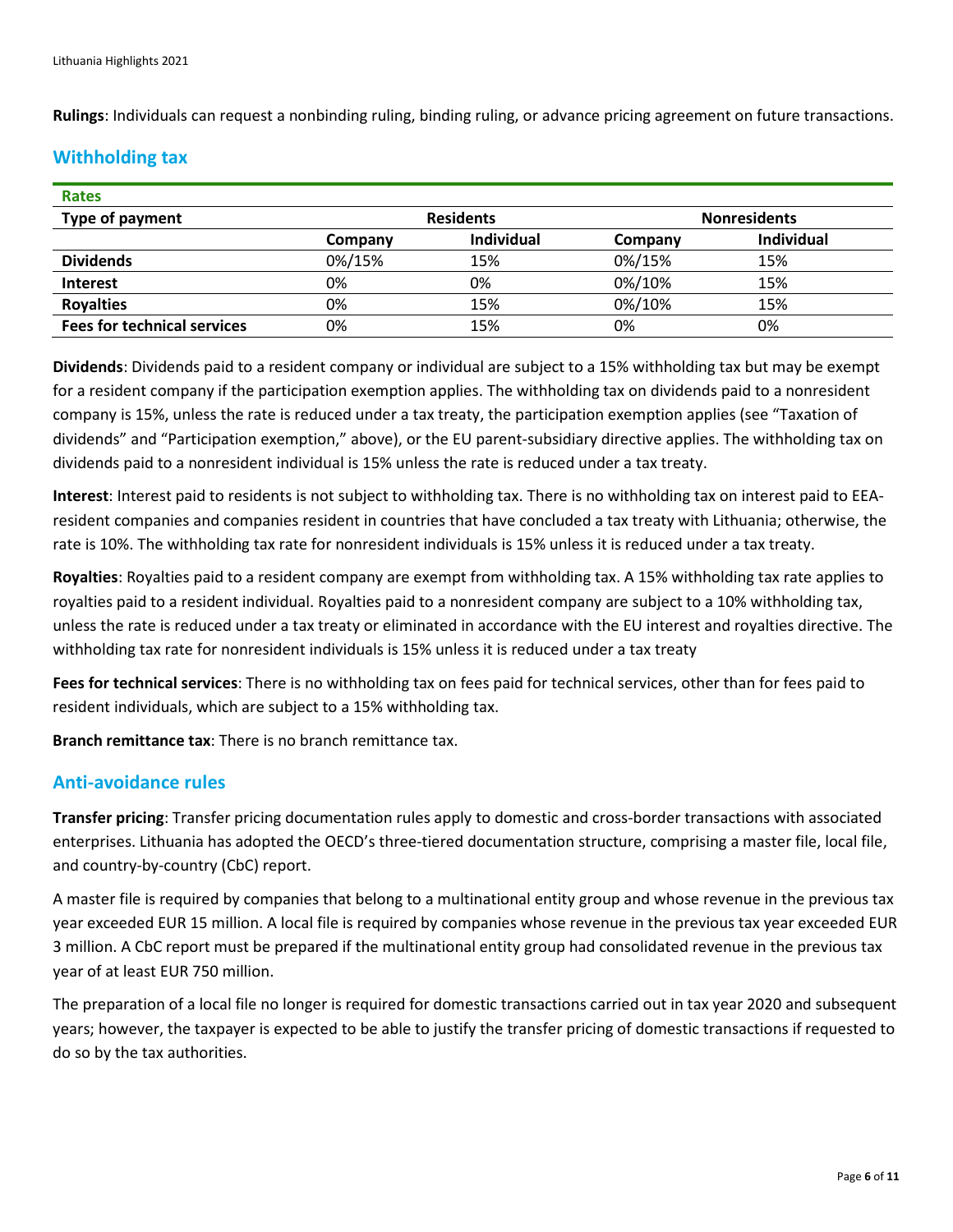**Rulings**: Individuals can request a nonbinding ruling, binding ruling, or advance pricing agreement on future transactions.

## Withholding tax

| Rates | | | | |
|---|---|---|---|---|
| **Type of payment** | **Residents** | | **Nonresidents** | |
| | **Company** | **Individual** | **Company** | **Individual** |
| **Dividends** | 0%/15% | 15% | 0%/15% | 15% |
| **Interest** | 0% | 0% | 0%/10% | 15% |
| **Royalties** | 0% | 15% | 0%/10% | 15% |
| **Fees for technical services** | 0% | 15% | 0% | 0% |

**Dividends**: Dividends paid to a resident company or individual are subject to a 15% withholding tax but may be exempt for a resident company if the participation exemption applies. The withholding tax on dividends paid to a nonresident company is 15%, unless the rate is reduced under a tax treaty, the participation exemption applies (see "Taxation of dividends" and "Participation exemption," above), or the EU parent-subsidiary directive applies. The withholding tax on dividends paid to a nonresident individual is 15% unless the rate is reduced under a tax treaty.

**Interest**: Interest paid to residents is not subject to withholding tax. There is no withholding tax on interest paid to EEA-resident companies and companies resident in countries that have concluded a tax treaty with Lithuania; otherwise, the rate is 10%. The withholding tax rate for nonresident individuals is 15% unless it is reduced under a tax treaty.

**Royalties**: Royalties paid to a resident company are exempt from withholding tax. A 15% withholding tax rate applies to royalties paid to a resident individual. Royalties paid to a nonresident company are subject to a 10% withholding tax, unless the rate is reduced under a tax treaty or eliminated in accordance with the EU interest and royalties directive. The withholding tax rate for nonresident individuals is 15% unless it is reduced under a tax treaty

**Fees for technical services**: There is no withholding tax on fees paid for technical services, other than for fees paid to resident individuals, which are subject to a 15% withholding tax.

**Branch remittance tax**: There is no branch remittance tax.

## Anti-avoidance rules

**Transfer pricing**: Transfer pricing documentation rules apply to domestic and cross-border transactions with associated enterprises. Lithuania has adopted the OECD's three-tiered documentation structure, comprising a master file, local file, and country-by-country (CbC) report.

A master file is required by companies that belong to a multinational entity group and whose revenue in the previous tax year exceeded EUR 15 million. A local file is required by companies whose revenue in the previous tax year exceeded EUR 3 million. A CbC report must be prepared if the multinational entity group had consolidated revenue in the previous tax year of at least EUR 750 million.

The preparation of a local file no longer is required for domestic transactions carried out in tax year 2020 and subsequent years; however, the taxpayer is expected to be able to justify the transfer pricing of domestic transactions if requested to do so by the tax authorities.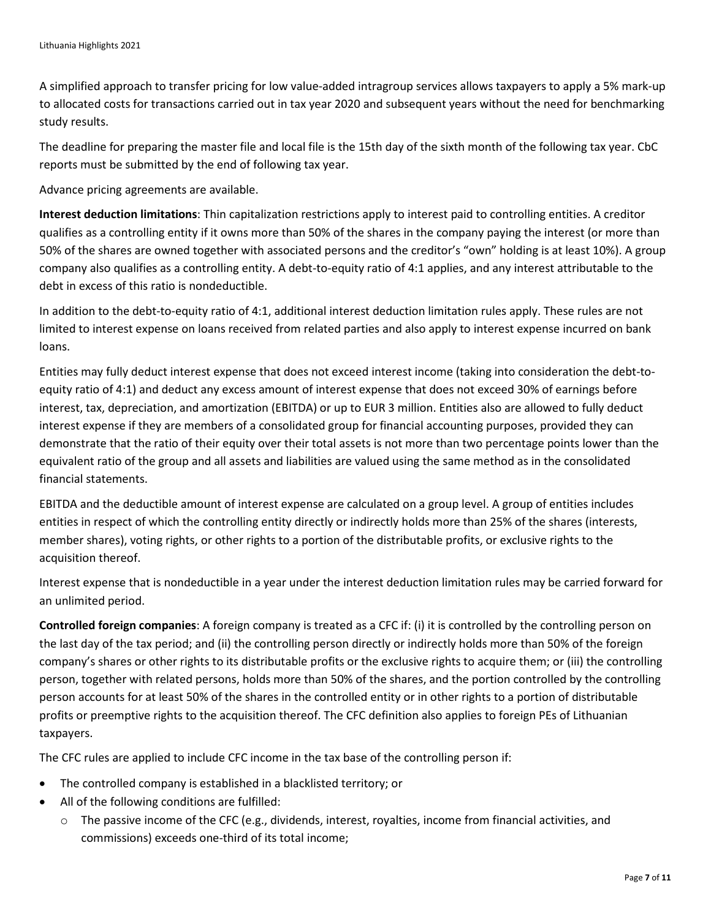A simplified approach to transfer pricing for low value-added intragroup services allows taxpayers to apply a 5% mark-up to allocated costs for transactions carried out in tax year 2020 and subsequent years without the need for benchmarking study results.

The deadline for preparing the master file and local file is the 15th day of the sixth month of the following tax year. CbC reports must be submitted by the end of following tax year.

Advance pricing agreements are available.

**Interest deduction limitations**: Thin capitalization restrictions apply to interest paid to controlling entities. A creditor qualifies as a controlling entity if it owns more than 50% of the shares in the company paying the interest (or more than 50% of the shares are owned together with associated persons and the creditor's "own" holding is at least 10%). A group company also qualifies as a controlling entity. A debt-to-equity ratio of 4:1 applies, and any interest attributable to the debt in excess of this ratio is nondeductible.

In addition to the debt-to-equity ratio of 4:1, additional interest deduction limitation rules apply. These rules are not limited to interest expense on loans received from related parties and also apply to interest expense incurred on bank loans.

Entities may fully deduct interest expense that does not exceed interest income (taking into consideration the debt-to-equity ratio of 4:1) and deduct any excess amount of interest expense that does not exceed 30% of earnings before interest, tax, depreciation, and amortization (EBITDA) or up to EUR 3 million. Entities also are allowed to fully deduct interest expense if they are members of a consolidated group for financial accounting purposes, provided they can demonstrate that the ratio of their equity over their total assets is not more than two percentage points lower than the equivalent ratio of the group and all assets and liabilities are valued using the same method as in the consolidated financial statements.

EBITDA and the deductible amount of interest expense are calculated on a group level. A group of entities includes entities in respect of which the controlling entity directly or indirectly holds more than 25% of the shares (interests, member shares), voting rights, or other rights to a portion of the distributable profits, or exclusive rights to the acquisition thereof.

Interest expense that is nondeductible in a year under the interest deduction limitation rules may be carried forward for an unlimited period.

**Controlled foreign companies**: A foreign company is treated as a CFC if: (i) it is controlled by the controlling person on the last day of the tax period; and (ii) the controlling person directly or indirectly holds more than 50% of the foreign company's shares or other rights to its distributable profits or the exclusive rights to acquire them; or (iii) the controlling person, together with related persons, holds more than 50% of the shares, and the portion controlled by the controlling person accounts for at least 50% of the shares in the controlled entity or in other rights to a portion of distributable profits or preemptive rights to the acquisition thereof. The CFC definition also applies to foreign PEs of Lithuanian taxpayers.

The CFC rules are applied to include CFC income in the tax base of the controlling person if:

- The controlled company is established in a blacklisted territory; or
- All of the following conditions are fulfilled:
  - The passive income of the CFC (e.g., dividends, interest, royalties, income from financial activities, and commissions) exceeds one-third of its total income;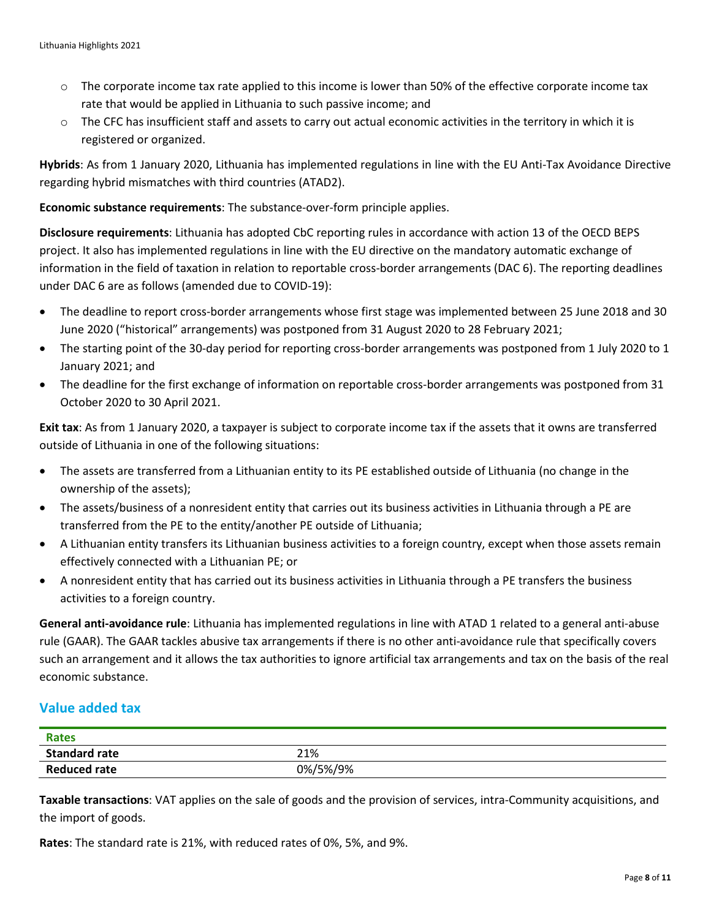- The corporate income tax rate applied to this income is lower than 50% of the effective corporate income tax rate that would be applied in Lithuania to such passive income; and
- The CFC has insufficient staff and assets to carry out actual economic activities in the territory in which it is registered or organized.

**Hybrids**: As from 1 January 2020, Lithuania has implemented regulations in line with the EU Anti-Tax Avoidance Directive regarding hybrid mismatches with third countries (ATAD2).

**Economic substance requirements**: The substance-over-form principle applies.

**Disclosure requirements**: Lithuania has adopted CbC reporting rules in accordance with action 13 of the OECD BEPS project. It also has implemented regulations in line with the EU directive on the mandatory automatic exchange of information in the field of taxation in relation to reportable cross-border arrangements (DAC 6). The reporting deadlines under DAC 6 are as follows (amended due to COVID-19):

- The deadline to report cross-border arrangements whose first stage was implemented between 25 June 2018 and 30 June 2020 ("historical" arrangements) was postponed from 31 August 2020 to 28 February 2021;
- The starting point of the 30-day period for reporting cross-border arrangements was postponed from 1 July 2020 to 1 January 2021; and
- The deadline for the first exchange of information on reportable cross-border arrangements was postponed from 31 October 2020 to 30 April 2021.

**Exit tax**: As from 1 January 2020, a taxpayer is subject to corporate income tax if the assets that it owns are transferred outside of Lithuania in one of the following situations:

- The assets are transferred from a Lithuanian entity to its PE established outside of Lithuania (no change in the ownership of the assets);
- The assets/business of a nonresident entity that carries out its business activities in Lithuania through a PE are transferred from the PE to the entity/another PE outside of Lithuania;
- A Lithuanian entity transfers its Lithuanian business activities to a foreign country, except when those assets remain effectively connected with a Lithuanian PE; or
- A nonresident entity that has carried out its business activities in Lithuania through a PE transfers the business activities to a foreign country.

**General anti-avoidance rule**: Lithuania has implemented regulations in line with ATAD 1 related to a general anti-abuse rule (GAAR). The GAAR tackles abusive tax arrangements if there is no other anti-avoidance rule that specifically covers such an arrangement and it allows the tax authorities to ignore artificial tax arrangements and tax on the basis of the real economic substance.

## Value added tax

| Rates | |
|---|---|
| **Standard rate** | 21% |
| **Reduced rate** | 0%/5%/9% |

**Taxable transactions**: VAT applies on the sale of goods and the provision of services, intra-Community acquisitions, and the import of goods.

**Rates**: The standard rate is 21%, with reduced rates of 0%, 5%, and 9%.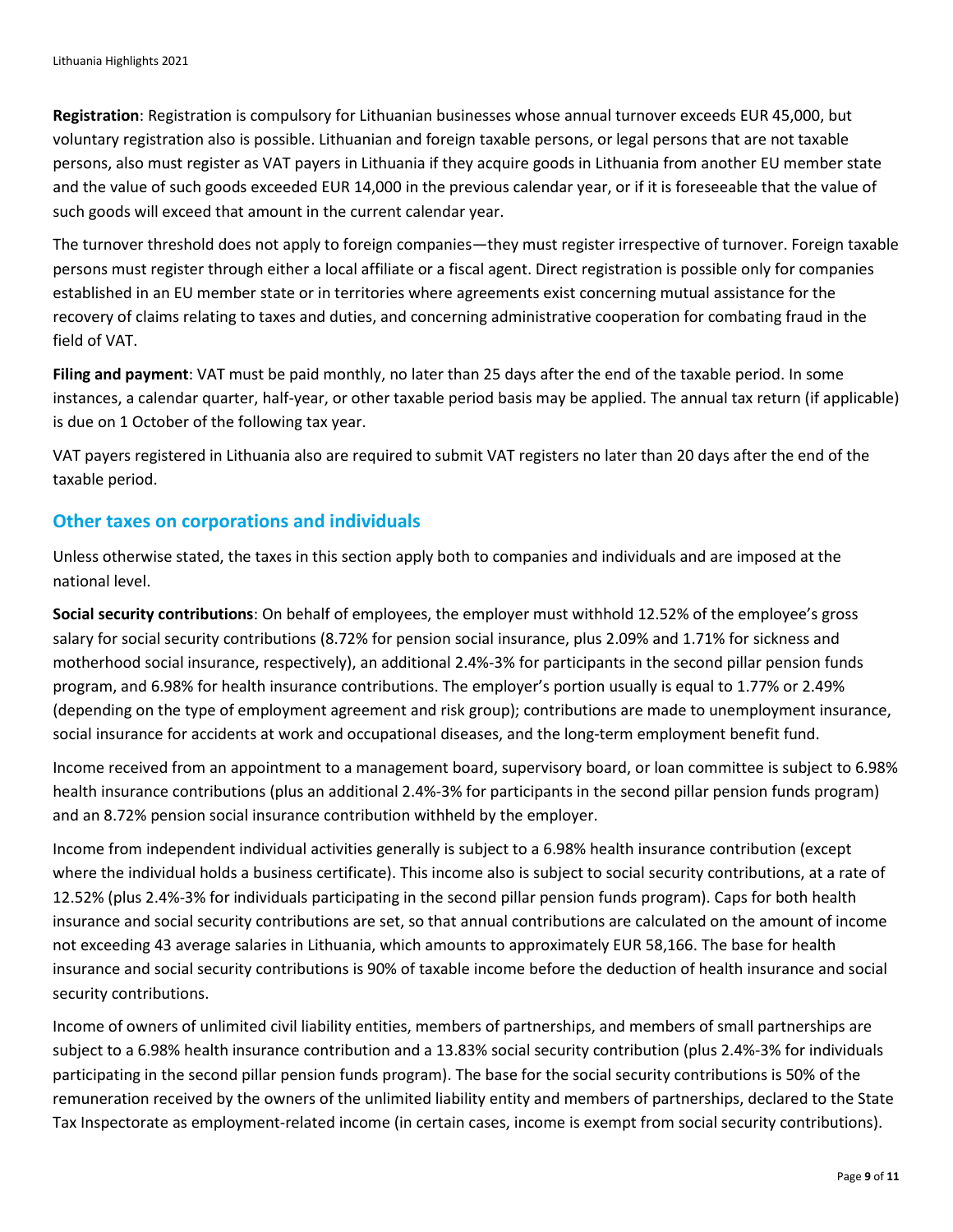**Registration**: Registration is compulsory for Lithuanian businesses whose annual turnover exceeds EUR 45,000, but voluntary registration also is possible. Lithuanian and foreign taxable persons, or legal persons that are not taxable persons, also must register as VAT payers in Lithuania if they acquire goods in Lithuania from another EU member state and the value of such goods exceeded EUR 14,000 in the previous calendar year, or if it is foreseeable that the value of such goods will exceed that amount in the current calendar year.

The turnover threshold does not apply to foreign companies—they must register irrespective of turnover. Foreign taxable persons must register through either a local affiliate or a fiscal agent. Direct registration is possible only for companies established in an EU member state or in territories where agreements exist concerning mutual assistance for the recovery of claims relating to taxes and duties, and concerning administrative cooperation for combating fraud in the field of VAT.

**Filing and payment**: VAT must be paid monthly, no later than 25 days after the end of the taxable period. In some instances, a calendar quarter, half-year, or other taxable period basis may be applied. The annual tax return (if applicable) is due on 1 October of the following tax year.

VAT payers registered in Lithuania also are required to submit VAT registers no later than 20 days after the end of the taxable period.

## Other taxes on corporations and individuals

Unless otherwise stated, the taxes in this section apply both to companies and individuals and are imposed at the national level.

**Social security contributions**: On behalf of employees, the employer must withhold 12.52% of the employee's gross salary for social security contributions (8.72% for pension social insurance, plus 2.09% and 1.71% for sickness and motherhood social insurance, respectively), an additional 2.4%-3% for participants in the second pillar pension funds program, and 6.98% for health insurance contributions. The employer's portion usually is equal to 1.77% or 2.49% (depending on the type of employment agreement and risk group); contributions are made to unemployment insurance, social insurance for accidents at work and occupational diseases, and the long-term employment benefit fund.

Income received from an appointment to a management board, supervisory board, or loan committee is subject to 6.98% health insurance contributions (plus an additional 2.4%-3% for participants in the second pillar pension funds program) and an 8.72% pension social insurance contribution withheld by the employer.

Income from independent individual activities generally is subject to a 6.98% health insurance contribution (except where the individual holds a business certificate). This income also is subject to social security contributions, at a rate of 12.52% (plus 2.4%-3% for individuals participating in the second pillar pension funds program). Caps for both health insurance and social security contributions are set, so that annual contributions are calculated on the amount of income not exceeding 43 average salaries in Lithuania, which amounts to approximately EUR 58,166. The base for health insurance and social security contributions is 90% of taxable income before the deduction of health insurance and social security contributions.

Income of owners of unlimited civil liability entities, members of partnerships, and members of small partnerships are subject to a 6.98% health insurance contribution and a 13.83% social security contribution (plus 2.4%-3% for individuals participating in the second pillar pension funds program). The base for the social security contributions is 50% of the remuneration received by the owners of the unlimited liability entity and members of partnerships, declared to the State Tax Inspectorate as employment-related income (in certain cases, income is exempt from social security contributions).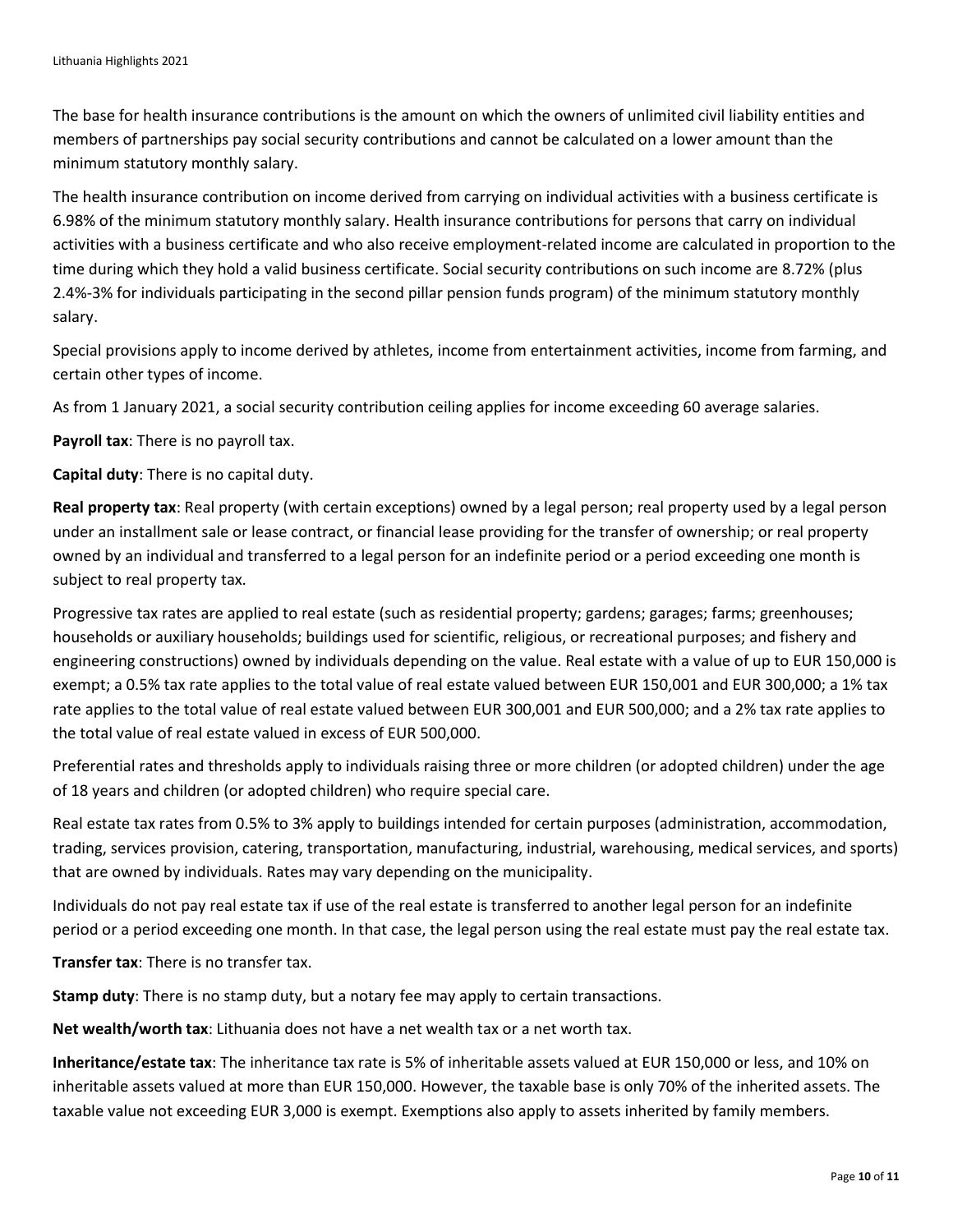The base for health insurance contributions is the amount on which the owners of unlimited civil liability entities and members of partnerships pay social security contributions and cannot be calculated on a lower amount than the minimum statutory monthly salary.

The health insurance contribution on income derived from carrying on individual activities with a business certificate is 6.98% of the minimum statutory monthly salary. Health insurance contributions for persons that carry on individual activities with a business certificate and who also receive employment-related income are calculated in proportion to the time during which they hold a valid business certificate. Social security contributions on such income are 8.72% (plus 2.4%-3% for individuals participating in the second pillar pension funds program) of the minimum statutory monthly salary.

Special provisions apply to income derived by athletes, income from entertainment activities, income from farming, and certain other types of income.

As from 1 January 2021, a social security contribution ceiling applies for income exceeding 60 average salaries.

**Payroll tax**: There is no payroll tax.

**Capital duty**: There is no capital duty.

**Real property tax**: Real property (with certain exceptions) owned by a legal person; real property used by a legal person under an installment sale or lease contract, or financial lease providing for the transfer of ownership; or real property owned by an individual and transferred to a legal person for an indefinite period or a period exceeding one month is subject to real property tax.

Progressive tax rates are applied to real estate (such as residential property; gardens; garages; farms; greenhouses; households or auxiliary households; buildings used for scientific, religious, or recreational purposes; and fishery and engineering constructions) owned by individuals depending on the value. Real estate with a value of up to EUR 150,000 is exempt; a 0.5% tax rate applies to the total value of real estate valued between EUR 150,001 and EUR 300,000; a 1% tax rate applies to the total value of real estate valued between EUR 300,001 and EUR 500,000; and a 2% tax rate applies to the total value of real estate valued in excess of EUR 500,000.

Preferential rates and thresholds apply to individuals raising three or more children (or adopted children) under the age of 18 years and children (or adopted children) who require special care.

Real estate tax rates from 0.5% to 3% apply to buildings intended for certain purposes (administration, accommodation, trading, services provision, catering, transportation, manufacturing, industrial, warehousing, medical services, and sports) that are owned by individuals. Rates may vary depending on the municipality.

Individuals do not pay real estate tax if use of the real estate is transferred to another legal person for an indefinite period or a period exceeding one month. In that case, the legal person using the real estate must pay the real estate tax.

**Transfer tax**: There is no transfer tax.

**Stamp duty**: There is no stamp duty, but a notary fee may apply to certain transactions.

**Net wealth/worth tax**: Lithuania does not have a net wealth tax or a net worth tax.

**Inheritance/estate tax**: The inheritance tax rate is 5% of inheritable assets valued at EUR 150,000 or less, and 10% on inheritable assets valued at more than EUR 150,000. However, the taxable base is only 70% of the inherited assets. The taxable value not exceeding EUR 3,000 is exempt. Exemptions also apply to assets inherited by family members.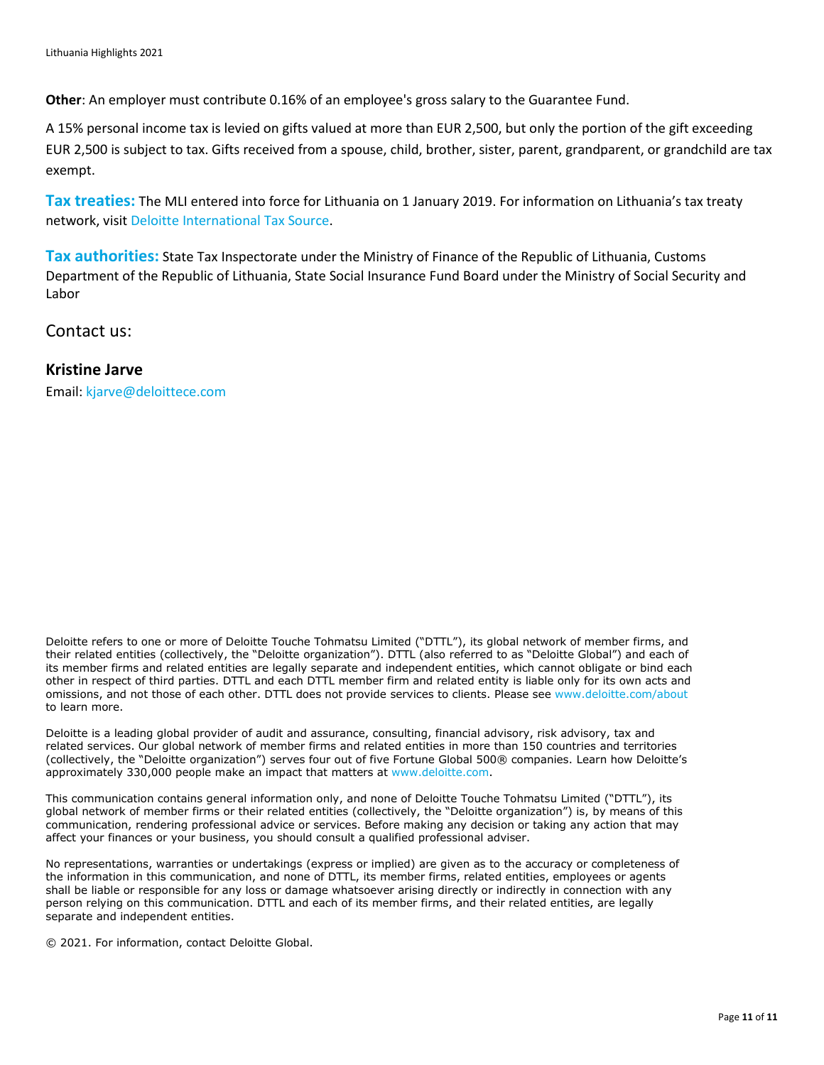**Other**: An employer must contribute 0.16% of an employee's gross salary to the Guarantee Fund.

A 15% personal income tax is levied on gifts valued at more than EUR 2,500, but only the portion of the gift exceeding EUR 2,500 is subject to tax. Gifts received from a spouse, child, brother, sister, parent, grandparent, or grandchild are tax exempt.

**Tax treaties:** The MLI entered into force for Lithuania on 1 January 2019. For information on Lithuania's tax treaty network, visit Deloitte International Tax Source.

**Tax authorities:** State Tax Inspectorate under the Ministry of Finance of the Republic of Lithuania, Customs Department of the Republic of Lithuania, State Social Insurance Fund Board under the Ministry of Social Security and Labor

## Contact us:

### Kristine Jarve

Email: kjarve@deloittece.com

Deloitte refers to one or more of Deloitte Touche Tohmatsu Limited ("DTTL"), its global network of member firms, and their related entities (collectively, the "Deloitte organization"). DTTL (also referred to as "Deloitte Global") and each of its member firms and related entities are legally separate and independent entities, which cannot obligate or bind each other in respect of third parties. DTTL and each DTTL member firm and related entity is liable only for its own acts and omissions, and not those of each other. DTTL does not provide services to clients. Please see www.deloitte.com/about to learn more.

Deloitte is a leading global provider of audit and assurance, consulting, financial advisory, risk advisory, tax and related services. Our global network of member firms and related entities in more than 150 countries and territories (collectively, the "Deloitte organization") serves four out of five Fortune Global 500® companies. Learn how Deloitte's approximately 330,000 people make an impact that matters at www.deloitte.com.

This communication contains general information only, and none of Deloitte Touche Tohmatsu Limited ("DTTL"), its global network of member firms or their related entities (collectively, the "Deloitte organization") is, by means of this communication, rendering professional advice or services. Before making any decision or taking any action that may affect your finances or your business, you should consult a qualified professional adviser.

No representations, warranties or undertakings (express or implied) are given as to the accuracy or completeness of the information in this communication, and none of DTTL, its member firms, related entities, employees or agents shall be liable or responsible for any loss or damage whatsoever arising directly or indirectly in connection with any person relying on this communication. DTTL and each of its member firms, and their related entities, are legally separate and independent entities.

© 2021. For information, contact Deloitte Global.